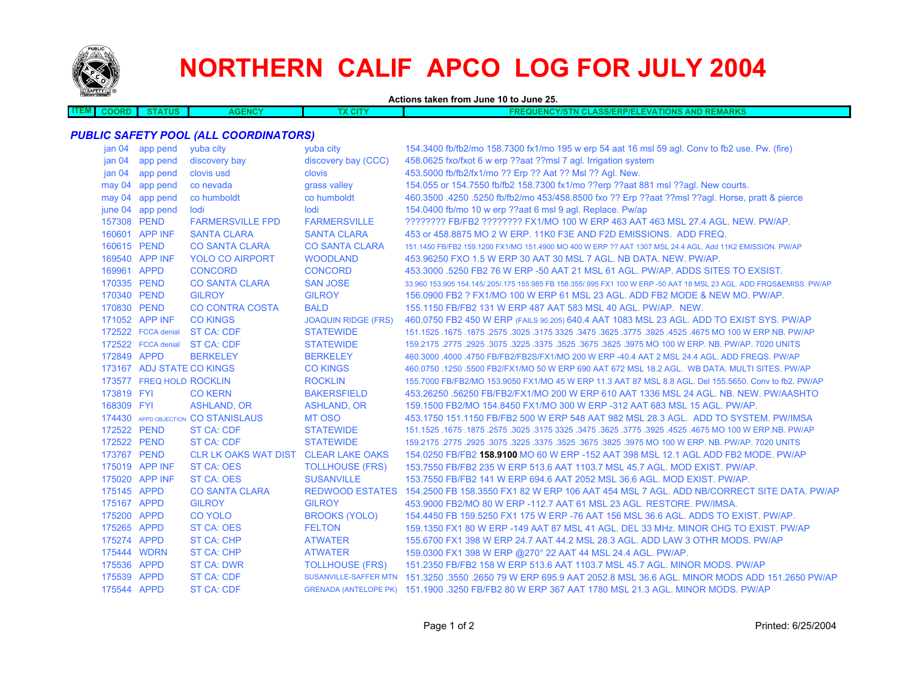# NORTHERN CALIF APCO LOG FOR JULY 2004

**Actions taken from June 10 to June 25.**

| ITEM | COORD | STATUS | AGENCY | TX CITY | FREQUENCY/STN CLASS/ERP/ELEVATIONS AND REMARKS |
|---|---|---|---|---|---|

## *PUBLIC SAFETY POOL (ALL COORDINATORS)*

| ITEM | STATUS | AGENCY | TX CITY | FREQUENCY/STN CLASS/ERP/ELEVATIONS AND REMARKS |
|---|---|---|---|---|
| jan 04 | app pend | yuba city | yuba city | 154.3400 fb/fb2/mo 158.7300 fx1/mo 195 w erp 54 aat 16 msl 59 agl. Conv to fb2 use. Pw. (fire) |
| jan 04 | app pend | discovery bay | discovery bay (CCC) | 458.0625 fxo/fxot 6 w erp ??aat ??msl 7 agl. Irrigation system |
| jan 04 | app pend | clovis usd | clovis | 453.5000 fb/fb2/fx1/mo ?? Erp ?? Aat ?? Msl ?? Agl. New. |
| may 04 | app pend | co nevada | grass valley | 154.055 or 154.7550 fb/fb2 158.7300 fx1/mo ??erp ??aat 881 msl ??agl. New courts. |
| may 04 | app pend | co humboldt | co humboldt | 460.3500 .4250 .5250 fb/fb2/mo 453/458.8500 fxo ?? Erp ??aat ??msl ??agl. Horse, pratt & pierce |
| june 04 | app pend | lodi | lodi | 154.0400 fb/mo 10 w erp ??aat 6 msl 9 agl. Replace. Pw/ap |
| 157308 | PEND | FARMERSVILLE FPD | FARMERSVILLE | ???????? FB/FB2 ???????? FX1/MO 100 W ERP 463 AAT 463 MSL 27.4 AGL. NEW. PW/AP. |
| 160601 | APP INF | SANTA CLARA | SANTA CLARA | 453 or 458.8875 MO 2 W ERP. 11K0 F3E AND F2D EMISSIONS. ADD FREQ. |
| 160615 | PEND | CO SANTA CLARA | CO SANTA CLARA | 151.1450 FB/FB2 159.1200 FX1/MO 151.4900 MO 400 W ERP ?? AAT 1307 MSL 24.4 AGL. Add 11K2 EMISSION. PW/AP |
| 169540 | APP INF | YOLO CO AIRPORT | WOODLAND | 453.96250 FXO 1.5 W ERP 30 AAT 30 MSL 7 AGL. NB DATA. NEW. PW/AP. |
| 169961 | APPD | CONCORD | CONCORD | 453.3000 .5250 FB2 76 W ERP -50 AAT 21 MSL 61 AGL. PW/AP. ADDS SITES TO EXSIST. |
| 170335 | PEND | CO SANTA CLARA | SAN JOSE | 33.960 153.905 154.145/.205/.175 155.985 FB 158.355/.995 FX1 100 W ERP -50 AAT 18 MSL 23 AGL. ADD FRQS&EMISS. PW/AP |
| 170340 | PEND | GILROY | GILROY | 156.0900 FB2 ? FX1/MO 100 W ERP 61 MSL 23 AGL. ADD FB2 MODE & NEW MO. PW/AP. |
| 170830 | PEND | CO CONTRA COSTA | BALD | 155.1150 FB/FB2 131 W ERP 487 AAT 583 MSL 40 AGL. PW/AP. NEW. |
| 171052 | APP INF | CO KINGS | JOAQUIN RIDGE (FRS) | 460.0750 FB2 450 W ERP (FAILS 90.205) 640.4 AAT 1083 MSL 23 AGL. ADD TO EXIST SYS. PW/AP |
| 172522 | FCCA denial | ST CA: CDF | STATEWIDE | 151.1525 .1675 .1875 .2575 .3025 .3175 3325 .3475 .3625 .3775 .3925 .4525 .4675 MO 100 W ERP.NB. PW/AP |
| 172522 | FCCA denial | ST CA: CDF | STATEWIDE | 159.2175 .2775 .2925 .3075 .3225 .3375 .3525 .3675 .3825 .3975 MO 100 W ERP. NB. PW/AP. 7020 UNITS |
| 172849 | APPD | BERKELEY | BERKELEY | 460.3000 .4000 .4750 FB/FB2/FB2S/FX1/MO 200 W ERP -40.4 AAT 2 MSL 24.4 AGL. ADD FREQS. PW/AP |
| 173167 | ADJ STATE | CO KINGS | CO KINGS | 460.0750 .1250 .5500 FB2/FX1/MO 50 W ERP 690 AAT 672 MSL 18.2 AGL. WB DATA. MULTI SITES. PW/AP |
| 173577 | FREQ HOLD | ROCKLIN | ROCKLIN | 155.7000 FB/FB2/MO 153.9050 FX1/MO 45 W ERP 11.3 AAT 87 MSL 8.8 AGL. Del 155.5650. Conv to fb2. PW/AP |
| 173819 | FYI | CO KERN | BAKERSFIELD | 453.26250 .56250 FB/FB2/FX1/MO 200 W ERP 610 AAT 1336 MSL 24 AGL. NB. NEW. PW/AASHTO |
| 168309 | FYI | ASHLAND, OR | ASHLAND, OR | 159.1500 FB2/MO 154.8450 FX1/MO 300 W ERP -312 AAT 683 MSL 15 AGL. PW/AP. |
| 174430 | APPD OBJECTION | CO STANISLAUS | MT OSO | 453.1750 151.1150 FB/FB2 500 W ERP 548 AAT 982 MSL 28.3 AGL. ADD TO SYSTEM. PW/IMSA |
| 172522 | PEND | ST CA: CDF | STATEWIDE | 151.1525 .1675 .1875 .2575 .3025 .3175 3325 .3475 .3625 .3775 .3925 .4525 .4675 MO 100 W ERP.NB. PW/AP |
| 172522 | PEND | ST CA: CDF | STATEWIDE | 159.2175 .2775 .2925 .3075 .3225 .3375 .3525 .3675 .3825 .3975 MO 100 W ERP. NB. PW/AP. 7020 UNITS |
| 173767 | PEND | CLR LK OAKS WAT DIST | CLEAR LAKE OAKS | 154.0250 FB/FB2 **158.9100** MO 60 W ERP -152 AAT 398 MSL 12.1 AGL ADD FB2 MODE. PW/AP |
| 175019 | APP INF | ST CA: OES | TOLLHOUSE (FRS) | 153.7550 FB/FB2 235 W ERP 513.6 AAT 1103.7 MSL 45.7 AGL. MOD EXIST. PW/AP. |
| 175020 | APP INF | ST CA: OES | SUSANVILLE | 153.7550 FB/FB2 141 W ERP 694.6 AAT 2052 MSL 36.6 AGL. MOD EXIST. PW/AP. |
| 175145 | APPD | CO SANTA CLARA | REDWOOD ESTATES | 154.2500 FB 158.3550 FX1 82 W ERP 106 AAT 454 MSL 7 AGL. ADD NB/CORRECT SITE DATA. PW/AP |
| 175167 | APPD | GILROY | GILROY | 453.9000 FB2/MO 80 W ERP -112.7 AAT 61 MSL 23 AGL. RESTORE. PW/IMSA. |
| 175200 | APPD | CO YOLO | BROOKS (YOLO) | 154.4450 FB 159.5250 FX1 175 W ERP -76 AAT 156 MSL 36.6 AGL. ADDS TO EXIST. PW/AP. |
| 175265 | APPD | ST CA: OES | FELTON | 159.1350 FX1 80 W ERP -149 AAT 87 MSL 41 AGL. DEL 33 MHz. MINOR CHG TO EXIST. PW/AP |
| 175274 | APPD | ST CA: CHP | ATWATER | 155.6700 FX1 398 W ERP 24.7 AAT 44.2 MSL 28.3 AGL. ADD LAW 3 OTHR MODS. PW/AP |
| 175444 | WDRN | ST CA: CHP | ATWATER | 159.0300 FX1 398 W ERP @270° 22 AAT 44 MSL 24.4 AGL. PW/AP. |
| 175536 | APPD | ST CA: DWR | TOLLHOUSE (FRS) | 151.2350 FB/FB2 158 W ERP 513.6 AAT 1103.7 MSL 45.7 AGL. MINOR MODS. PW/AP |
| 175539 | APPD | ST CA: CDF | SUSANVILLE-SAFFER MTN | 151.3250 .3550 .2650 79 W ERP 695.9 AAT 2052.8 MSL 36.6 AGL. MINOR MODS ADD 151.2650 PW/AP |
| 175544 | APPD | ST CA: CDF | GRENADA (ANTELOPE PK) | 151.1900 .3250 FB/FB2 80 W ERP 367 AAT 1780 MSL 21.3 AGL. MINOR MODS. PW/AP |

Printed: 6/25/2004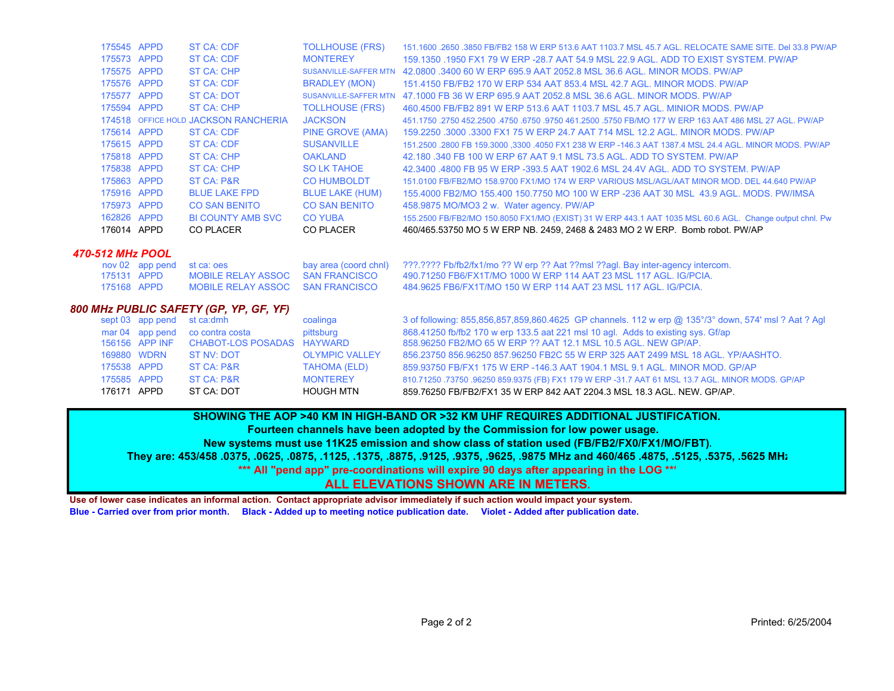| | | | | |
|---|---|---|---|---|
| 175545 | APPD | ST CA: CDF | TOLLHOUSE (FRS) | 151.1600 .2650 .3850 FB/FB2 158 W ERP 513.6 AAT 1103.7 MSL 45.7 AGL. RELOCATE SAME SITE. Del 33.8 PW/AP |
| 175573 | APPD | ST CA: CDF | MONTEREY | 159.1350 .1950 FX1 79 W ERP -28.7 AAT 54.9 MSL 22.9 AGL. ADD TO EXIST SYSTEM. PW/AP |
| 175575 | APPD | ST CA: CHP | SUSANVILLE-SAFFER MTN | 42.0800 .3400 60 W ERP 695.9 AAT 2052.8 MSL 36.6 AGL. MINOR MODS. PW/AP |
| 175576 | APPD | ST CA: CDF | BRADLEY (MON) | 151.4150 FB/FB2 170 W ERP 534 AAT 853.4 MSL 42.7 AGL. MINOR MODS. PW/AP |
| 175577 | APPD | ST CA: DOT | SUSANVILLE-SAFFER MTN | 47.1000 FB 36 W ERP 695.9 AAT 2052.8 MSL 36.6 AGL. MINOR MODS. PW/AP |
| 175594 | APPD | ST CA: CHP | TOLLHOUSE (FRS) | 460.4500 FB/FB2 891 W ERP 513.6 AAT 1103.7 MSL 45.7 AGL. MINIOR MODS. PW/AP |
| 174518 | OFFICE HOLD | JACKSON RANCHERIA | JACKSON | 451.1750 .2750 452.2500 .4750 .6750 .9750 461.2500 .5750 FB/MO 177 W ERP 163 AAT 486 MSL 27 AGL. PW/AP |
| 175614 | APPD | ST CA: CDF | PINE GROVE (AMA) | 159.2250 .3000 .3300 FX1 75 W ERP 24.7 AAT 714 MSL 12.2 AGL. MINOR MODS. PW/AP |
| 175615 | APPD | ST CA: CDF | SUSANVILLE | 151.2500 .2800 FB 159.3000 ,3300 .4050 FX1 238 W ERP -146.3 AAT 1387.4 MSL 24.4 AGL. MINOR MODS. PW/AP |
| 175818 | APPD | ST CA: CHP | OAKLAND | 42.180 .340 FB 100 W ERP 67 AAT 9.1 MSL 73.5 AGL. ADD TO SYSTEM. PW/AP |
| 175838 | APPD | ST CA: CHP | SO LK TAHOE | 42.3400 .4800 FB 95 W ERP -393.5 AAT 1902.6 MSL 24.4V AGL. ADD TO SYSTEM. PW/AP |
| 175863 | APPD | ST CA: P&R | CO HUMBOLDT | 151.0100 FB/FB2/MO 158.9700 FX1/MO 174 W ERP VARIOUS MSL/AGL/AAT MINOR MOD. DEL 44.640 PW/AP |
| 175916 | APPD | BLUE LAKE FPD | BLUE LAKE (HUM) | 155.4000 FB2/MO 155.400 150.7750 MO 100 W ERP -236 AAT 30 MSL 43.9 AGL. MODS. PW/IMSA |
| 175973 | APPD | CO SAN BENITO | CO SAN BENITO | 458.9875 MO/MO3 2 w. Water agency. PW/AP |
| 162826 | APPD | BI COUNTY AMB SVC | CO YUBA | 155.2500 FB/FB2/MO 150.8050 FX1/MO (EXIST) 31 W ERP 443.1 AAT 1035 MSL 60.6 AGL. Change output chnl. Pw |
| 176014 | APPD | CO PLACER | CO PLACER | 460/465.53750 MO 5 W ERP NB. 2459, 2468 & 2483 MO 2 W ERP. Bomb robot. PW/AP |

### *470-512 MHz POOL*

| | | | | |
|---|---|---|---|---|
| nov 02 | app pend | st ca: oes | bay area (coord chnl) | ???.???? Fb/fb2/fx1/mo ?? W erp ?? Aat ??msl ??agl. Bay inter-agency intercom. |
| 175131 | APPD | MOBILE RELAY ASSOC | SAN FRANCISCO | 490.71250 FB6/FX1T/MO 1000 W ERP 114 AAT 23 MSL 117 AGL. IG/PCIA. |
| 175168 | APPD | MOBILE RELAY ASSOC | SAN FRANCISCO | 484.9625 FB6/FX1T/MO 150 W ERP 114 AAT 23 MSL 117 AGL. IG/PCIA. |

### *800 MHz PUBLIC SAFETY (GP, YP, GF, YF)*

| | | | | |
|---|---|---|---|---|
| sept 03 | app pend | st ca:dmh | coalinga | 3 of following: 855,856,857,859,860.4625 GP channels. 112 w erp @ 135°/3° down, 574' msl ? Aat ? Agl |
| mar 04 | app pend | co contra costa | pittsburg | 868.41250 fb/fb2 170 w erp 133.5 aat 221 msl 10 agl. Adds to existing sys. Gf/ap |
| 156156 | APP INF | CHABOT-LOS POSADAS | HAYWARD | 858.96250 FB2/MO 65 W ERP ?? AAT 12.1 MSL 10.5 AGL. NEW GP/AP. |
| 169880 | WDRN | ST NV: DOT | OLYMPIC VALLEY | 856.23750 856.96250 857.96250 FB2C 55 W ERP 325 AAT 2499 MSL 18 AGL. YP/AASHTO. |
| 175538 | APPD | ST CA: P&R | TAHOMA (ELD) | 859.93750 FB/FX1 175 W ERP -146.3 AAT 1904.1 MSL 9.1 AGL. MINOR MOD. GP/AP |
| 175585 | APPD | ST CA: P&R | MONTEREY | 810.71250 .73750 .96250 859.9375 (FB) FX1 179 W ERP -31.7 AAT 61 MSL 13.7 AGL. MINOR MODS. GP/AP |
| 176171 | APPD | ST CA: DOT | HOUGH MTN | 859.76250 FB/FB2/FX1 35 W ERP 842 AAT 2204.3 MSL 18.3 AGL. NEW. GP/AP. |

**SHOWING THE AOP >40 KM IN HIGH-BAND OR >32 KM UHF REQUIRES ADDITIONAL JUSTIFICATION.**
**Fourteen channels have been adopted by the Commission for low power usage.**
**New systems must use 11K25 emission and show class of station used (FB/FB2/FX0/FX1/MO/FBT).**
**They are: 453/458 .0375, .0625, .0875, .1125, .1375, .8875, .9125, .9375, .9625, .9875 MHz and 460/465 .4875, .5125, .5375, .5625 MHz**
**\*\*\* All "pend app" pre-coordinations will expire 90 days after appearing in the LOG \*\*\***
**ALL ELEVATIONS SHOWN ARE IN METERS.**

**Use of lower case indicates an informal action. Contact appropriate advisor immediately if such action would impact your system.**
**Blue - Carried over from prior month. Black - Added up to meeting notice publication date. Violet - Added after publication date.**

Printed: 6/25/2004